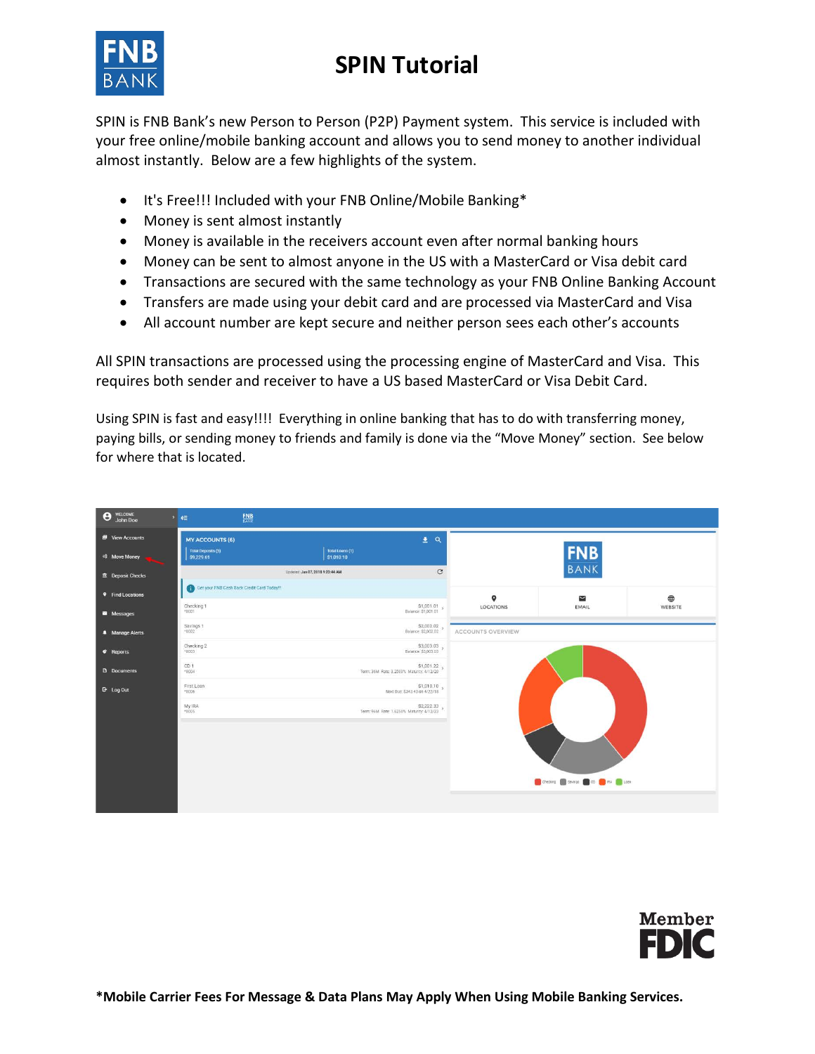# SPIN Tutorial

SPIN is FNB Bank's new Person to Person (P2P) Payment system. This service is included with your free online/mobile banking account and allows you to send money to another individual almost instantly. Below are a few highlights of the system.

- It's Free!!! Included with your FNB Online/Mobile Banking*
- Money is sent almost instantly
- Money is available in the receivers account even after normal banking hours
- Money can be sent to almost anyone in the US with a MasterCard or Visa debit card
- Transactions are secured with the same technology as your FNB Online Banking Account
- Transfers are made using your debit card and are processed via MasterCard and Visa
- All account number are kept secure and neither person sees each other's accounts

All SPIN transactions are processed using the processing engine of MasterCard and Visa. This requires both sender and receiver to have a US based MasterCard or Visa Debit Card.

Using SPIN is fast and easy!!!! Everything in online banking that has to do with transferring money, paying bills, or sending money to friends and family is done via the "Move Money" section. See below for where that is located.

**\*Mobile Carrier Fees For Message & Data Plans May Apply When Using Mobile Banking Services.**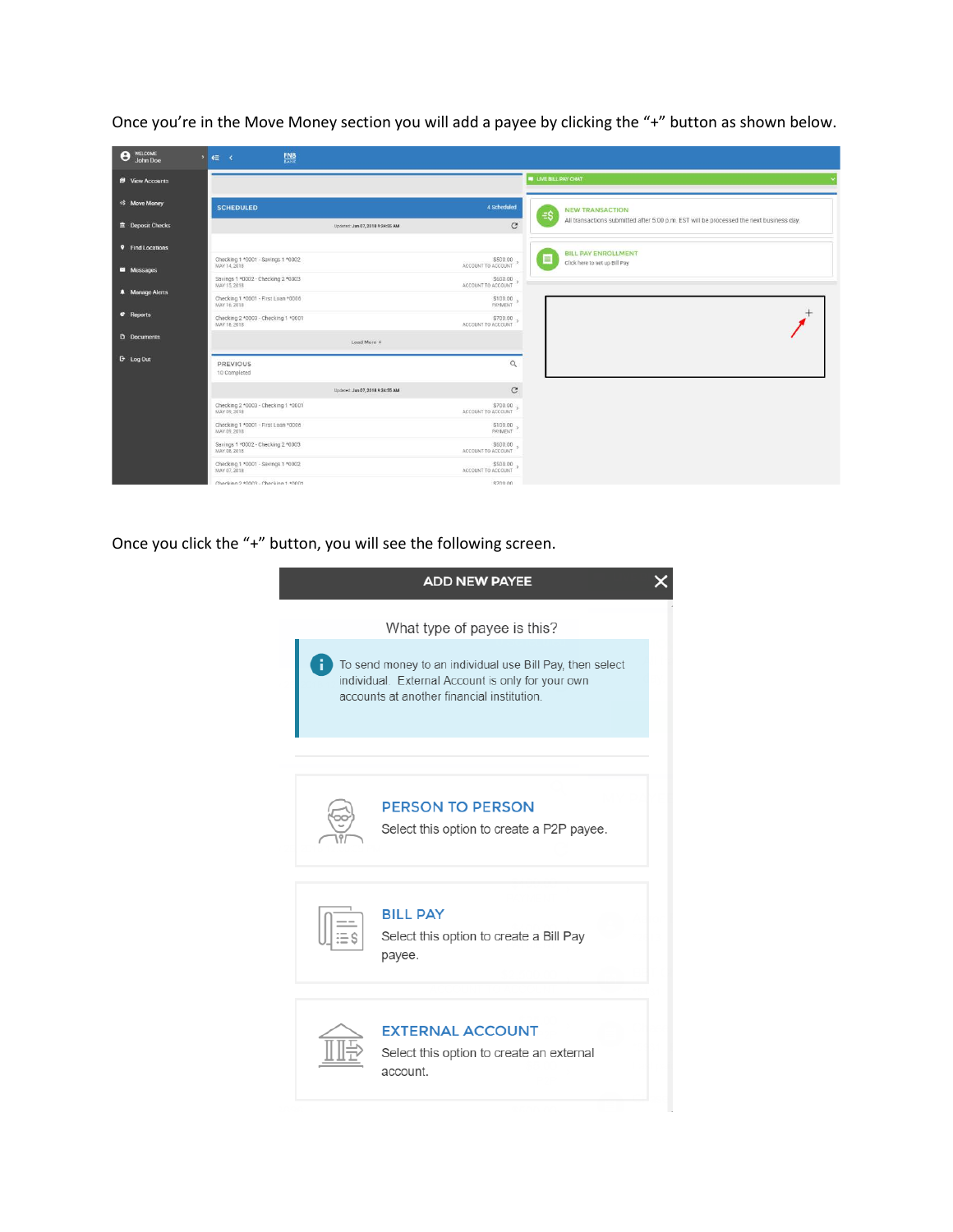Once you're in the Move Money section you will add a payee by clicking the "+" button as shown below.

Once you click the "+" button, you will see the following screen.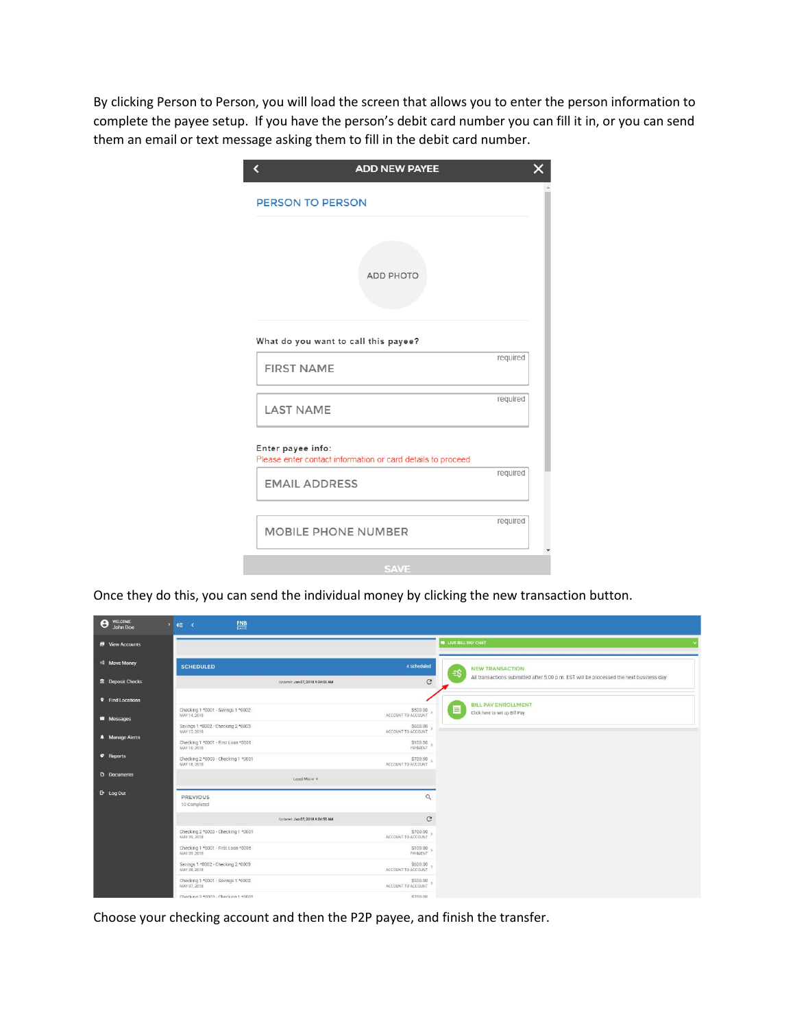By clicking Person to Person, you will load the screen that allows you to enter the person information to complete the payee setup. If you have the person's debit card number you can fill it in, or you can send them an email or text message asking them to fill in the debit card number.

Once they do this, you can send the individual money by clicking the new transaction button.

Choose your checking account and then the P2P payee, and finish the transfer.